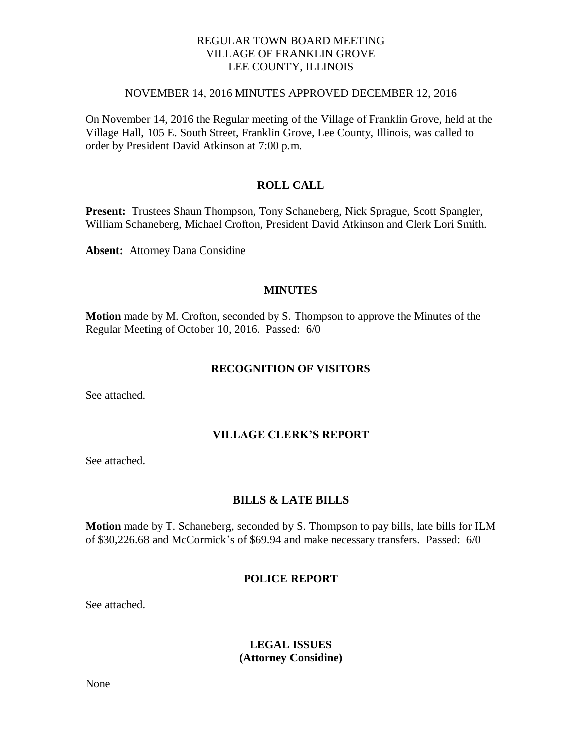REGULAR TOWN BOARD MEETING
VILLAGE OF FRANKLIN GROVE
LEE COUNTY, ILLINOIS

NOVEMBER 14, 2016 MINUTES APPROVED DECEMBER 12, 2016

On November 14, 2016 the Regular meeting of the Village of Franklin Grove, held at the Village Hall, 105 E. South Street, Franklin Grove, Lee County, Illinois, was called to order by President David Atkinson at 7:00 p.m.

## ROLL CALL

**Present:** Trustees Shaun Thompson, Tony Schaneberg, Nick Sprague, Scott Spangler, William Schaneberg, Michael Crofton, President David Atkinson and Clerk Lori Smith.

**Absent:** Attorney Dana Considine

## MINUTES

**Motion** made by M. Crofton, seconded by S. Thompson to approve the Minutes of the Regular Meeting of October 10, 2016. Passed: 6/0

## RECOGNITION OF VISITORS

See attached.

## VILLAGE CLERK'S REPORT

See attached.

## BILLS & LATE BILLS

**Motion** made by T. Schaneberg, seconded by S. Thompson to pay bills, late bills for ILM of $30,226.68 and McCormick's of $69.94 and make necessary transfers. Passed: 6/0

## POLICE REPORT

See attached.

## LEGAL ISSUES
## (Attorney Considine)

None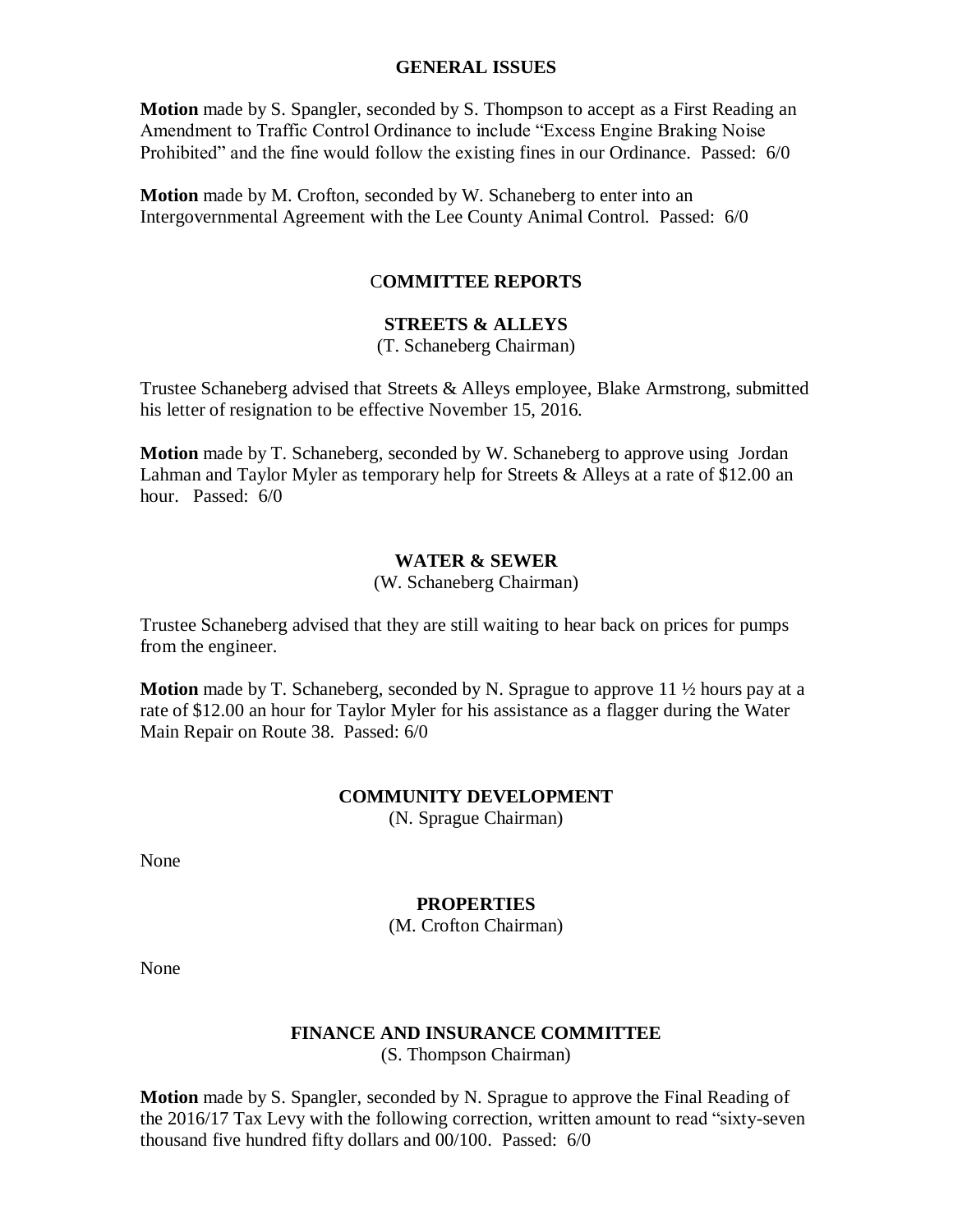## GENERAL ISSUES

**Motion** made by S. Spangler, seconded by S. Thompson to accept as a First Reading an Amendment to Traffic Control Ordinance to include "Excess Engine Braking Noise Prohibited" and the fine would follow the existing fines in our Ordinance. Passed: 6/0

**Motion** made by M. Crofton, seconded by W. Schaneberg to enter into an Intergovernmental Agreement with the Lee County Animal Control. Passed: 6/0

## COMMITTEE REPORTS

### STREETS & ALLEYS

(T. Schaneberg Chairman)

Trustee Schaneberg advised that Streets & Alleys employee, Blake Armstrong, submitted his letter of resignation to be effective November 15, 2016.

**Motion** made by T. Schaneberg, seconded by W. Schaneberg to approve using Jordan Lahman and Taylor Myler as temporary help for Streets & Alleys at a rate of $12.00 an hour. Passed: 6/0

### WATER & SEWER

(W. Schaneberg Chairman)

Trustee Schaneberg advised that they are still waiting to hear back on prices for pumps from the engineer.

**Motion** made by T. Schaneberg, seconded by N. Sprague to approve 11 ½ hours pay at a rate of $12.00 an hour for Taylor Myler for his assistance as a flagger during the Water Main Repair on Route 38. Passed: 6/0

### COMMUNITY DEVELOPMENT

(N. Sprague Chairman)

None

### PROPERTIES

(M. Crofton Chairman)

None

### FINANCE AND INSURANCE COMMITTEE

(S. Thompson Chairman)

**Motion** made by S. Spangler, seconded by N. Sprague to approve the Final Reading of the 2016/17 Tax Levy with the following correction, written amount to read "sixty-seven thousand five hundred fifty dollars and 00/100. Passed: 6/0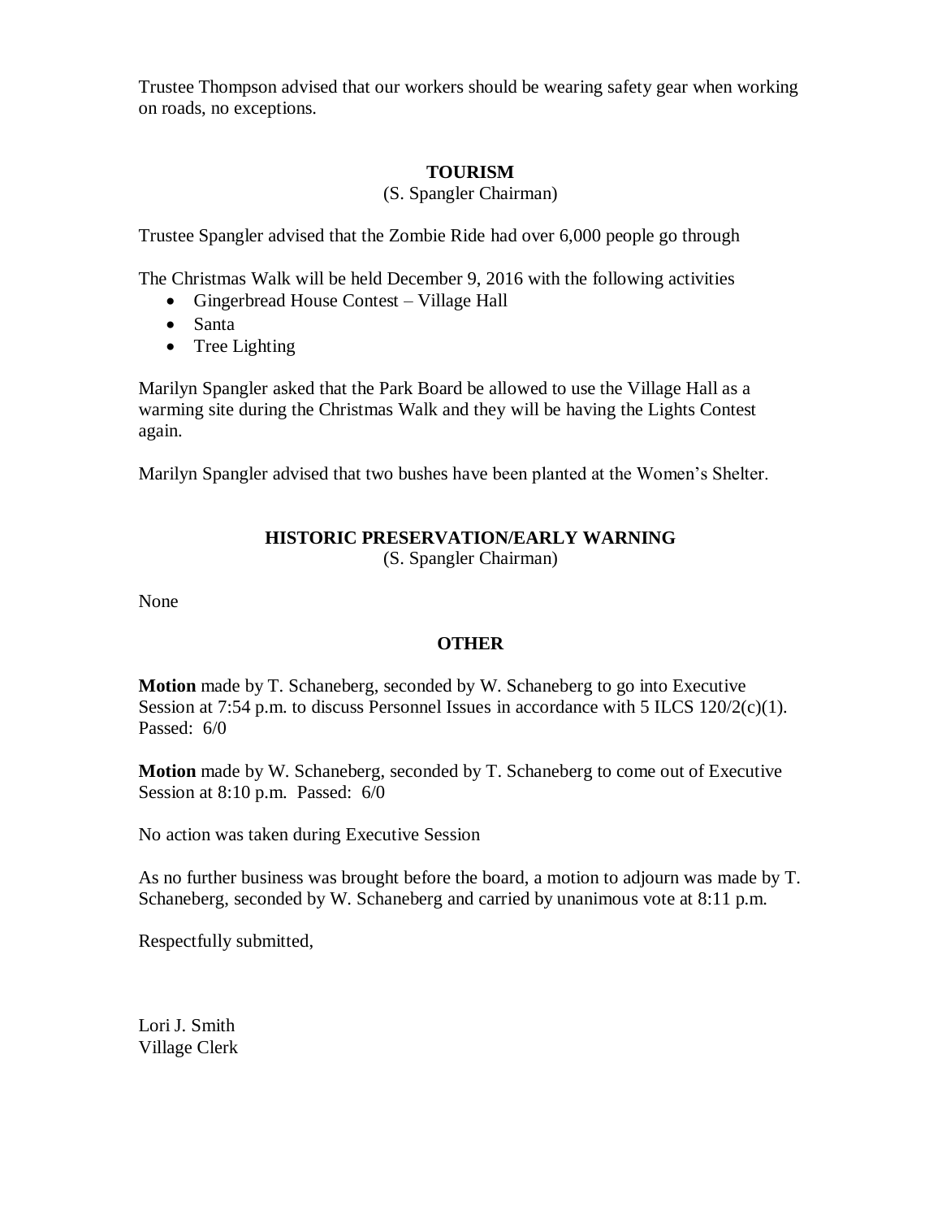Trustee Thompson advised that our workers should be wearing safety gear when working on roads, no exceptions.

**TOURISM**

(S. Spangler Chairman)

Trustee Spangler advised that the Zombie Ride had over 6,000 people go through

The Christmas Walk will be held December 9, 2016 with the following activities

- Gingerbread House Contest – Village Hall
- Santa
- Tree Lighting

Marilyn Spangler asked that the Park Board be allowed to use the Village Hall as a warming site during the Christmas Walk and they will be having the Lights Contest again.

Marilyn Spangler advised that two bushes have been planted at the Women's Shelter.

**HISTORIC PRESERVATION/EARLY WARNING**

(S. Spangler Chairman)

None

**OTHER**

**Motion** made by T. Schaneberg, seconded by W. Schaneberg to go into Executive Session at 7:54 p.m. to discuss Personnel Issues in accordance with 5 ILCS 120/2(c)(1). Passed: 6/0

**Motion** made by W. Schaneberg, seconded by T. Schaneberg to come out of Executive Session at 8:10 p.m. Passed: 6/0

No action was taken during Executive Session

As no further business was brought before the board, a motion to adjourn was made by T. Schaneberg, seconded by W. Schaneberg and carried by unanimous vote at 8:11 p.m.

Respectfully submitted,

Lori J. Smith
Village Clerk